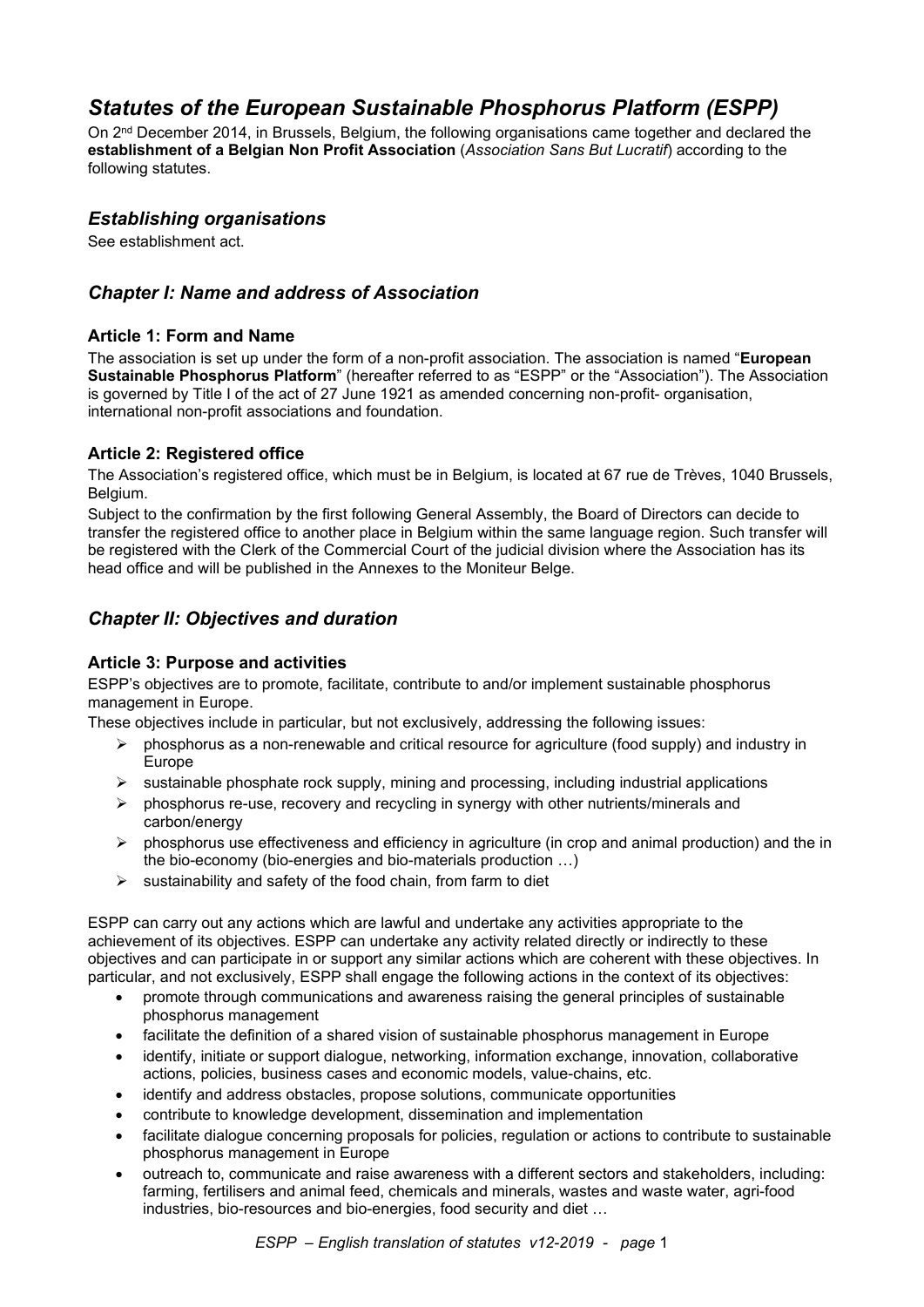# *Statutes of the European Sustainable Phosphorus Platform (ESPP)*

On 2nd December 2014, in Brussels, Belgium, the following organisations came together and declared the **establishment of a Belgian Non Profit Association** (*Association Sans But Lucratif*) according to the following statutes.

## *Establishing organisations*

See establishment act.

## *Chapter I: Name and address of Association*

### Article 1: Form and Name

The association is set up under the form of a non-profit association. The association is named "**European Sustainable Phosphorus Platform**" (hereafter referred to as "ESPP" or the "Association"). The Association is governed by Title I of the act of 27 June 1921 as amended concerning non-profit- organisation, international non-profit associations and foundation.

### Article 2: Registered office

The Association's registered office, which must be in Belgium, is located at 67 rue de Trèves, 1040 Brussels, Belgium.

Subject to the confirmation by the first following General Assembly, the Board of Directors can decide to transfer the registered office to another place in Belgium within the same language region. Such transfer will be registered with the Clerk of the Commercial Court of the judicial division where the Association has its head office and will be published in the Annexes to the Moniteur Belge.

## *Chapter II: Objectives and duration*

### Article 3: Purpose and activities

ESPP's objectives are to promote, facilitate, contribute to and/or implement sustainable phosphorus management in Europe.

These objectives include in particular, but not exclusively, addressing the following issues:

- phosphorus as a non-renewable and critical resource for agriculture (food supply) and industry in Europe
- sustainable phosphate rock supply, mining and processing, including industrial applications
- phosphorus re-use, recovery and recycling in synergy with other nutrients/minerals and carbon/energy
- phosphorus use effectiveness and efficiency in agriculture (in crop and animal production) and the in the bio-economy (bio-energies and bio-materials production …)
- sustainability and safety of the food chain, from farm to diet

ESPP can carry out any actions which are lawful and undertake any activities appropriate to the achievement of its objectives. ESPP can undertake any activity related directly or indirectly to these objectives and can participate in or support any similar actions which are coherent with these objectives. In particular, and not exclusively, ESPP shall engage the following actions in the context of its objectives:

- promote through communications and awareness raising the general principles of sustainable phosphorus management
- facilitate the definition of a shared vision of sustainable phosphorus management in Europe
- identify, initiate or support dialogue, networking, information exchange, innovation, collaborative actions, policies, business cases and economic models, value-chains, etc.
- identify and address obstacles, propose solutions, communicate opportunities
- contribute to knowledge development, dissemination and implementation
- facilitate dialogue concerning proposals for policies, regulation or actions to contribute to sustainable phosphorus management in Europe
- outreach to, communicate and raise awareness with a different sectors and stakeholders, including: farming, fertilisers and animal feed, chemicals and minerals, wastes and waste water, agri-food industries, bio-resources and bio-energies, food security and diet …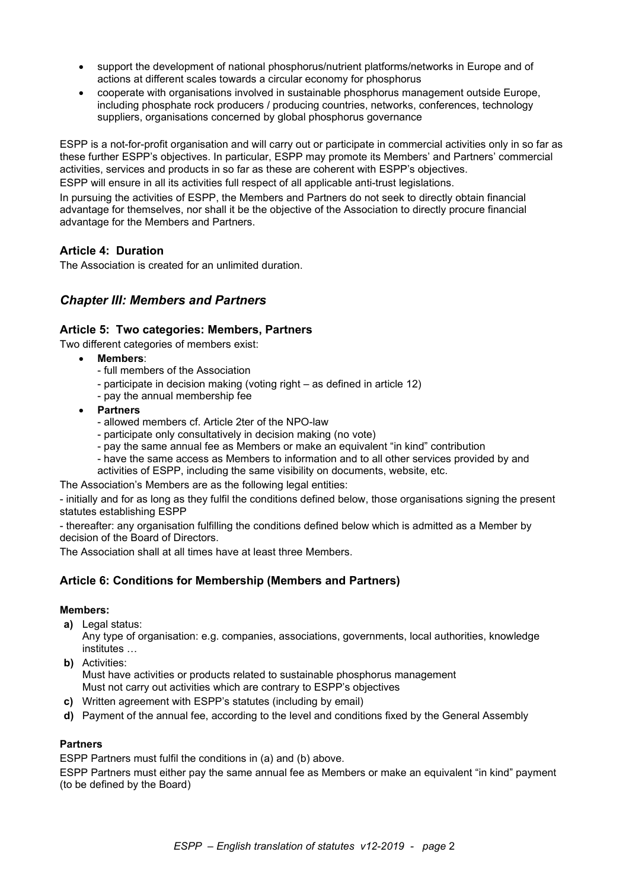- support the development of national phosphorus/nutrient platforms/networks in Europe and of actions at different scales towards a circular economy for phosphorus
- cooperate with organisations involved in sustainable phosphorus management outside Europe, including phosphate rock producers / producing countries, networks, conferences, technology suppliers, organisations concerned by global phosphorus governance

ESPP is a not-for-profit organisation and will carry out or participate in commercial activities only in so far as these further ESPP's objectives. In particular, ESPP may promote its Members' and Partners' commercial activities, services and products in so far as these are coherent with ESPP's objectives.

ESPP will ensure in all its activities full respect of all applicable anti-trust legislations.

In pursuing the activities of ESPP, the Members and Partners do not seek to directly obtain financial advantage for themselves, nor shall it be the objective of the Association to directly procure financial advantage for the Members and Partners.

### Article 4: Duration

The Association is created for an unlimited duration.

## *Chapter III: Members and Partners*

### Article 5: Two categories: Members, Partners

Two different categories of members exist:

- **Members**:
  - full members of the Association
  - participate in decision making (voting right – as defined in article 12)
  - pay the annual membership fee
- **Partners**
  - allowed members cf. Article 2ter of the NPO-law
  - participate only consultatively in decision making (no vote)
  - pay the same annual fee as Members or make an equivalent "in kind" contribution
  - have the same access as Members to information and to all other services provided by and activities of ESPP, including the same visibility on documents, website, etc.

The Association's Members are as the following legal entities:

- initially and for as long as they fulfil the conditions defined below, those organisations signing the present statutes establishing ESPP

- thereafter: any organisation fulfilling the conditions defined below which is admitted as a Member by decision of the Board of Directors.

The Association shall at all times have at least three Members.

### Article 6: Conditions for Membership (Members and Partners)

**Members:**

**a)** Legal status:
Any type of organisation: e.g. companies, associations, governments, local authorities, knowledge institutes …

**b)** Activities:
Must have activities or products related to sustainable phosphorus management
Must not carry out activities which are contrary to ESPP's objectives

**c)** Written agreement with ESPP's statutes (including by email)

**d)** Payment of the annual fee, according to the level and conditions fixed by the General Assembly

**Partners**

ESPP Partners must fulfil the conditions in (a) and (b) above.

ESPP Partners must either pay the same annual fee as Members or make an equivalent "in kind" payment (to be defined by the Board)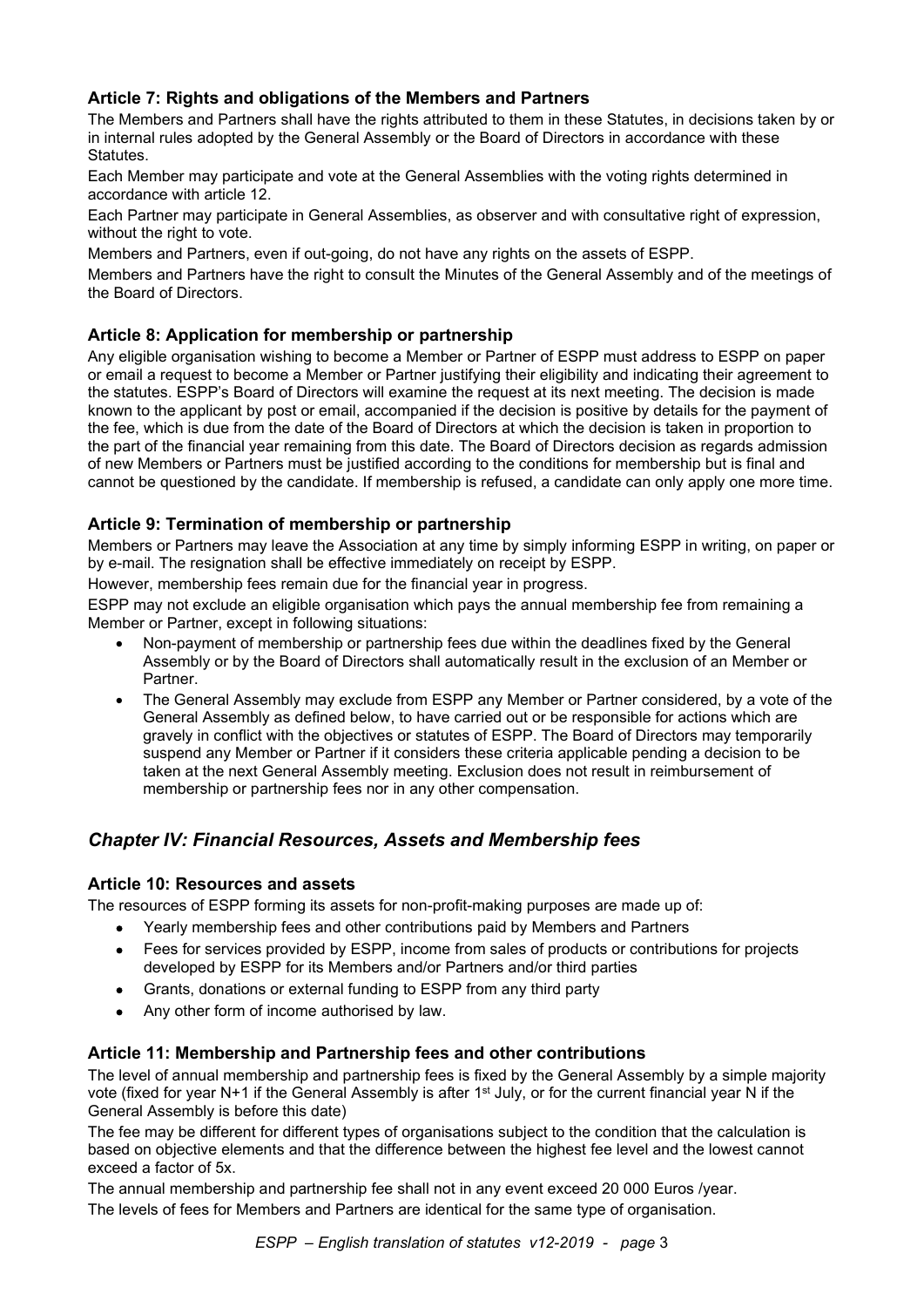### Article 7: Rights and obligations of the Members and Partners

The Members and Partners shall have the rights attributed to them in these Statutes, in decisions taken by or in internal rules adopted by the General Assembly or the Board of Directors in accordance with these Statutes.

Each Member may participate and vote at the General Assemblies with the voting rights determined in accordance with article 12.

Each Partner may participate in General Assemblies, as observer and with consultative right of expression, without the right to vote.

Members and Partners, even if out-going, do not have any rights on the assets of ESPP.

Members and Partners have the right to consult the Minutes of the General Assembly and of the meetings of the Board of Directors.

### Article 8: Application for membership or partnership

Any eligible organisation wishing to become a Member or Partner of ESPP must address to ESPP on paper or email a request to become a Member or Partner justifying their eligibility and indicating their agreement to the statutes. ESPP's Board of Directors will examine the request at its next meeting. The decision is made known to the applicant by post or email, accompanied if the decision is positive by details for the payment of the fee, which is due from the date of the Board of Directors at which the decision is taken in proportion to the part of the financial year remaining from this date. The Board of Directors decision as regards admission of new Members or Partners must be justified according to the conditions for membership but is final and cannot be questioned by the candidate. If membership is refused, a candidate can only apply one more time.

### Article 9: Termination of membership or partnership

Members or Partners may leave the Association at any time by simply informing ESPP in writing, on paper or by e-mail. The resignation shall be effective immediately on receipt by ESPP.

However, membership fees remain due for the financial year in progress.

ESPP may not exclude an eligible organisation which pays the annual membership fee from remaining a Member or Partner, except in following situations:

- Non-payment of membership or partnership fees due within the deadlines fixed by the General Assembly or by the Board of Directors shall automatically result in the exclusion of an Member or Partner.
- The General Assembly may exclude from ESPP any Member or Partner considered, by a vote of the General Assembly as defined below, to have carried out or be responsible for actions which are gravely in conflict with the objectives or statutes of ESPP. The Board of Directors may temporarily suspend any Member or Partner if it considers these criteria applicable pending a decision to be taken at the next General Assembly meeting. Exclusion does not result in reimbursement of membership or partnership fees nor in any other compensation.

## *Chapter IV: Financial Resources, Assets and Membership fees*

### Article 10: Resources and assets

The resources of ESPP forming its assets for non-profit-making purposes are made up of:

- Yearly membership fees and other contributions paid by Members and Partners
- Fees for services provided by ESPP, income from sales of products or contributions for projects developed by ESPP for its Members and/or Partners and/or third parties
- Grants, donations or external funding to ESPP from any third party
- Any other form of income authorised by law.

### Article 11: Membership and Partnership fees and other contributions

The level of annual membership and partnership fees is fixed by the General Assembly by a simple majority vote (fixed for year N+1 if the General Assembly is after 1st July, or for the current financial year N if the General Assembly is before this date)

The fee may be different for different types of organisations subject to the condition that the calculation is based on objective elements and that the difference between the highest fee level and the lowest cannot exceed a factor of 5x.

The annual membership and partnership fee shall not in any event exceed 20 000 Euros /year.

The levels of fees for Members and Partners are identical for the same type of organisation.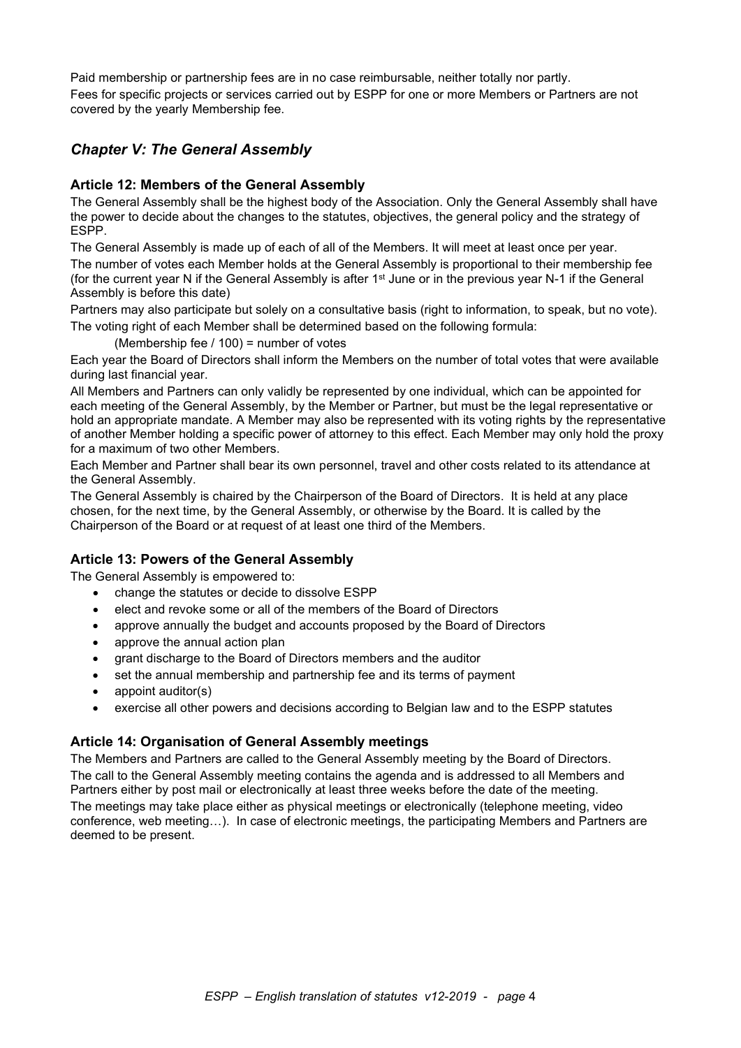Paid membership or partnership fees are in no case reimbursable, neither totally nor partly.

Fees for specific projects or services carried out by ESPP for one or more Members or Partners are not covered by the yearly Membership fee.

## *Chapter V: The General Assembly*

### Article 12: Members of the General Assembly

The General Assembly shall be the highest body of the Association. Only the General Assembly shall have the power to decide about the changes to the statutes, objectives, the general policy and the strategy of ESPP.

The General Assembly is made up of each of all of the Members. It will meet at least once per year.

The number of votes each Member holds at the General Assembly is proportional to their membership fee (for the current year N if the General Assembly is after 1st June or in the previous year N-1 if the General Assembly is before this date)

Partners may also participate but solely on a consultative basis (right to information, to speak, but no vote).

The voting right of each Member shall be determined based on the following formula:

(Membership fee / 100) = number of votes

Each year the Board of Directors shall inform the Members on the number of total votes that were available during last financial year.

All Members and Partners can only validly be represented by one individual, which can be appointed for each meeting of the General Assembly, by the Member or Partner, but must be the legal representative or hold an appropriate mandate. A Member may also be represented with its voting rights by the representative of another Member holding a specific power of attorney to this effect. Each Member may only hold the proxy for a maximum of two other Members.

Each Member and Partner shall bear its own personnel, travel and other costs related to its attendance at the General Assembly.

The General Assembly is chaired by the Chairperson of the Board of Directors. It is held at any place chosen, for the next time, by the General Assembly, or otherwise by the Board. It is called by the Chairperson of the Board or at request of at least one third of the Members.

### Article 13: Powers of the General Assembly

The General Assembly is empowered to:

- change the statutes or decide to dissolve ESPP
- elect and revoke some or all of the members of the Board of Directors
- approve annually the budget and accounts proposed by the Board of Directors
- approve the annual action plan
- grant discharge to the Board of Directors members and the auditor
- set the annual membership and partnership fee and its terms of payment
- appoint auditor(s)
- exercise all other powers and decisions according to Belgian law and to the ESPP statutes

### Article 14: Organisation of General Assembly meetings

The Members and Partners are called to the General Assembly meeting by the Board of Directors.

The call to the General Assembly meeting contains the agenda and is addressed to all Members and Partners either by post mail or electronically at least three weeks before the date of the meeting.

The meetings may take place either as physical meetings or electronically (telephone meeting, video conference, web meeting…). In case of electronic meetings, the participating Members and Partners are deemed to be present.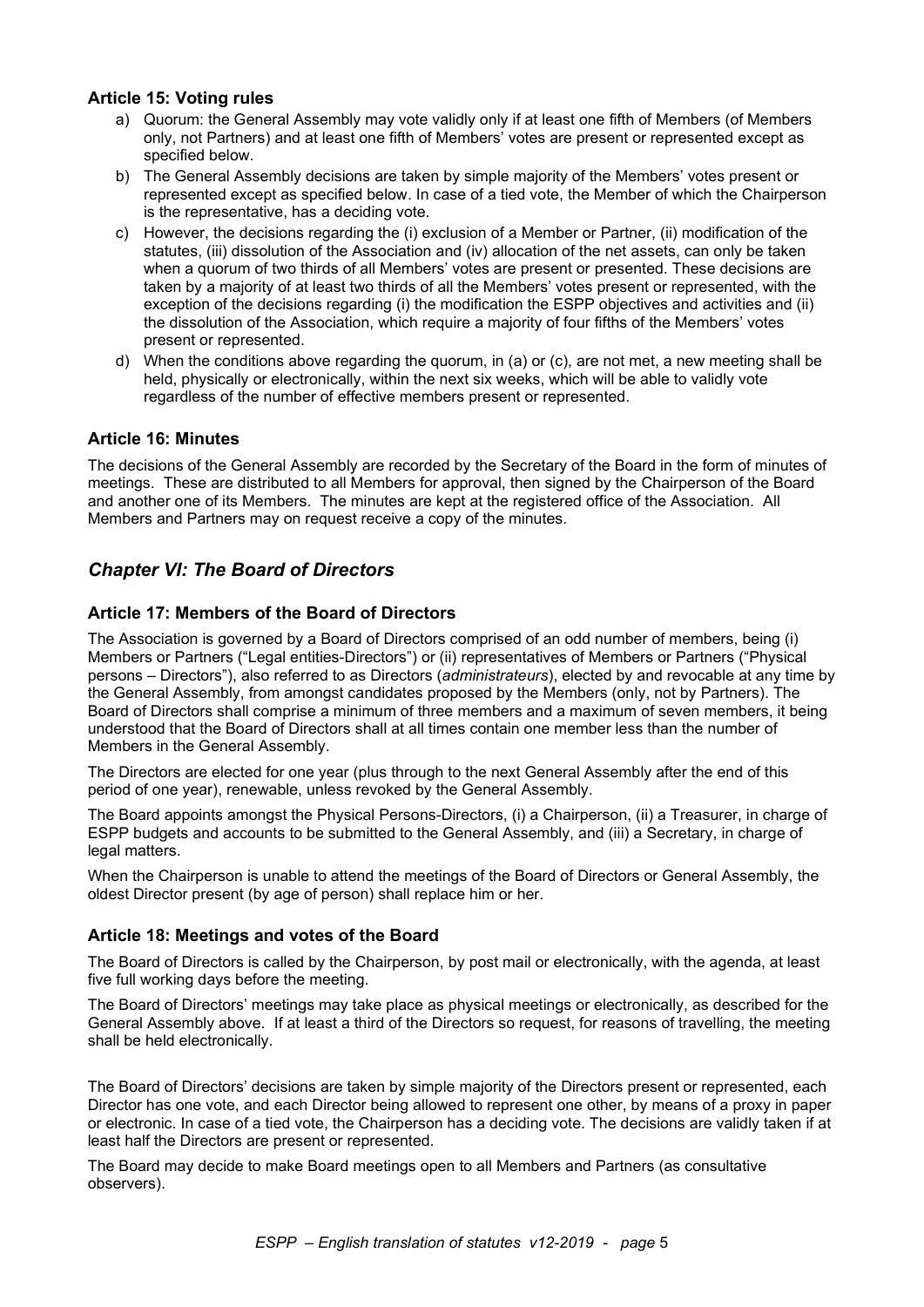### Article 15: Voting rules

a) Quorum: the General Assembly may vote validly only if at least one fifth of Members (of Members only, not Partners) and at least one fifth of Members' votes are present or represented except as specified below.

b) The General Assembly decisions are taken by simple majority of the Members' votes present or represented except as specified below. In case of a tied vote, the Member of which the Chairperson is the representative, has a deciding vote.

c) However, the decisions regarding the (i) exclusion of a Member or Partner, (ii) modification of the statutes, (iii) dissolution of the Association and (iv) allocation of the net assets, can only be taken when a quorum of two thirds of all Members' votes are present or presented. These decisions are taken by a majority of at least two thirds of all the Members' votes present or represented, with the exception of the decisions regarding (i) the modification the ESPP objectives and activities and (ii) the dissolution of the Association, which require a majority of four fifths of the Members' votes present or represented.

d) When the conditions above regarding the quorum, in (a) or (c), are not met, a new meeting shall be held, physically or electronically, within the next six weeks, which will be able to validly vote regardless of the number of effective members present or represented.

### Article 16: Minutes

The decisions of the General Assembly are recorded by the Secretary of the Board in the form of minutes of meetings. These are distributed to all Members for approval, then signed by the Chairperson of the Board and another one of its Members. The minutes are kept at the registered office of the Association. All Members and Partners may on request receive a copy of the minutes.

## *Chapter VI: The Board of Directors*

### Article 17: Members of the Board of Directors

The Association is governed by a Board of Directors comprised of an odd number of members, being (i) Members or Partners ("Legal entities-Directors") or (ii) representatives of Members or Partners ("Physical persons – Directors"), also referred to as Directors (*administrateurs*), elected by and revocable at any time by the General Assembly, from amongst candidates proposed by the Members (only, not by Partners). The Board of Directors shall comprise a minimum of three members and a maximum of seven members, it being understood that the Board of Directors shall at all times contain one member less than the number of Members in the General Assembly.

The Directors are elected for one year (plus through to the next General Assembly after the end of this period of one year), renewable, unless revoked by the General Assembly.

The Board appoints amongst the Physical Persons-Directors, (i) a Chairperson, (ii) a Treasurer, in charge of ESPP budgets and accounts to be submitted to the General Assembly, and (iii) a Secretary, in charge of legal matters.

When the Chairperson is unable to attend the meetings of the Board of Directors or General Assembly, the oldest Director present (by age of person) shall replace him or her.

### Article 18: Meetings and votes of the Board

The Board of Directors is called by the Chairperson, by post mail or electronically, with the agenda, at least five full working days before the meeting.

The Board of Directors' meetings may take place as physical meetings or electronically, as described for the General Assembly above. If at least a third of the Directors so request, for reasons of travelling, the meeting shall be held electronically.

The Board of Directors' decisions are taken by simple majority of the Directors present or represented, each Director has one vote, and each Director being allowed to represent one other, by means of a proxy in paper or electronic. In case of a tied vote, the Chairperson has a deciding vote. The decisions are validly taken if at least half the Directors are present or represented.

The Board may decide to make Board meetings open to all Members and Partners (as consultative observers).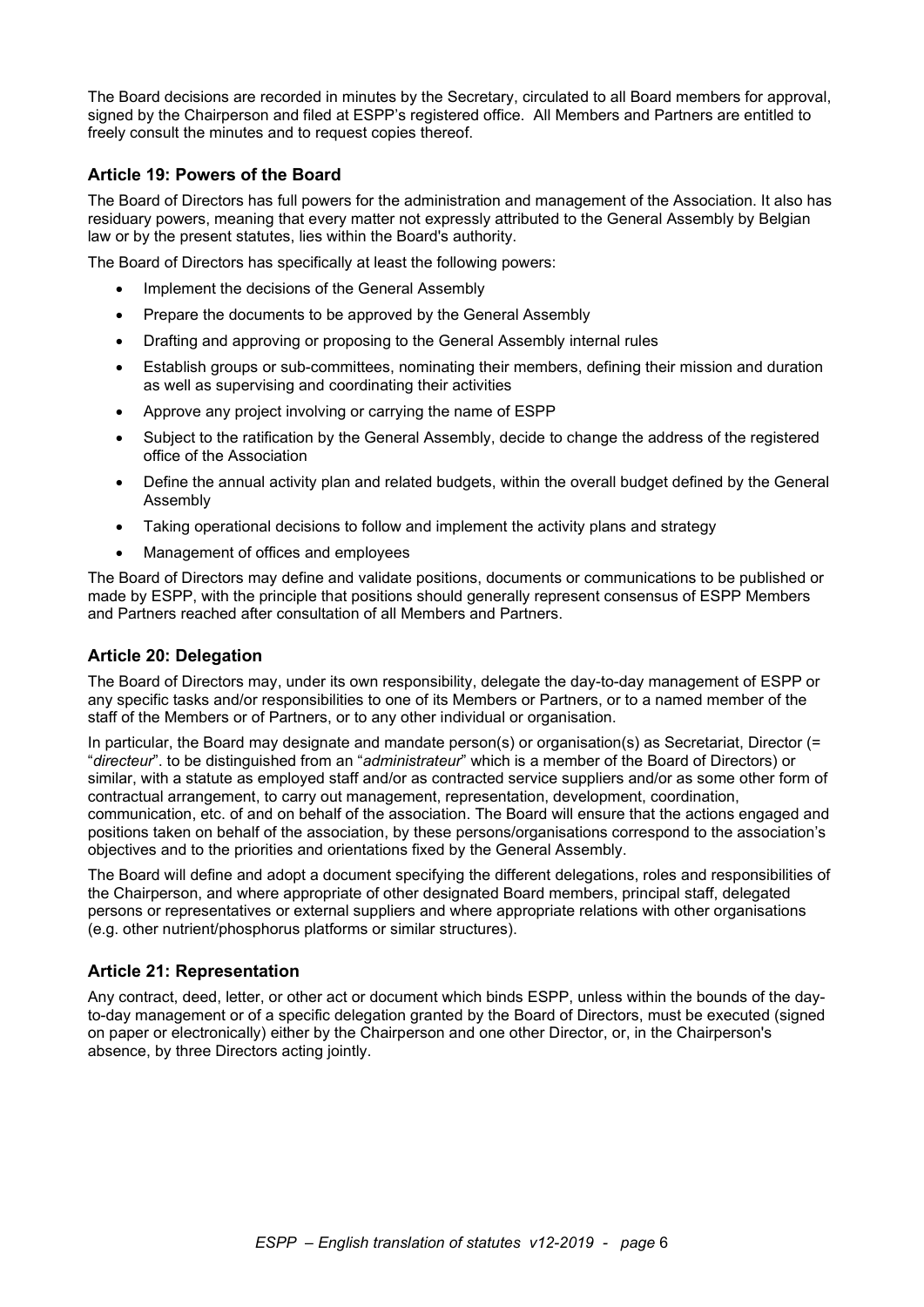The Board decisions are recorded in minutes by the Secretary, circulated to all Board members for approval, signed by the Chairperson and filed at ESPP's registered office. All Members and Partners are entitled to freely consult the minutes and to request copies thereof.

### Article 19: Powers of the Board

The Board of Directors has full powers for the administration and management of the Association. It also has residuary powers, meaning that every matter not expressly attributed to the General Assembly by Belgian law or by the present statutes, lies within the Board's authority.

The Board of Directors has specifically at least the following powers:

- Implement the decisions of the General Assembly
- Prepare the documents to be approved by the General Assembly
- Drafting and approving or proposing to the General Assembly internal rules
- Establish groups or sub-committees, nominating their members, defining their mission and duration as well as supervising and coordinating their activities
- Approve any project involving or carrying the name of ESPP
- Subject to the ratification by the General Assembly, decide to change the address of the registered office of the Association
- Define the annual activity plan and related budgets, within the overall budget defined by the General Assembly
- Taking operational decisions to follow and implement the activity plans and strategy
- Management of offices and employees

The Board of Directors may define and validate positions, documents or communications to be published or made by ESPP, with the principle that positions should generally represent consensus of ESPP Members and Partners reached after consultation of all Members and Partners.

### Article 20: Delegation

The Board of Directors may, under its own responsibility, delegate the day-to-day management of ESPP or any specific tasks and/or responsibilities to one of its Members or Partners, or to a named member of the staff of the Members or of Partners, or to any other individual or organisation.

In particular, the Board may designate and mandate person(s) or organisation(s) as Secretariat, Director (= "*directeur*". to be distinguished from an "*administrateur*" which is a member of the Board of Directors) or similar, with a statute as employed staff and/or as contracted service suppliers and/or as some other form of contractual arrangement, to carry out management, representation, development, coordination, communication, etc. of and on behalf of the association. The Board will ensure that the actions engaged and positions taken on behalf of the association, by these persons/organisations correspond to the association's objectives and to the priorities and orientations fixed by the General Assembly.

The Board will define and adopt a document specifying the different delegations, roles and responsibilities of the Chairperson, and where appropriate of other designated Board members, principal staff, delegated persons or representatives or external suppliers and where appropriate relations with other organisations (e.g. other nutrient/phosphorus platforms or similar structures).

### Article 21: Representation

Any contract, deed, letter, or other act or document which binds ESPP, unless within the bounds of the day-to-day management or of a specific delegation granted by the Board of Directors, must be executed (signed on paper or electronically) either by the Chairperson and one other Director, or, in the Chairperson's absence, by three Directors acting jointly.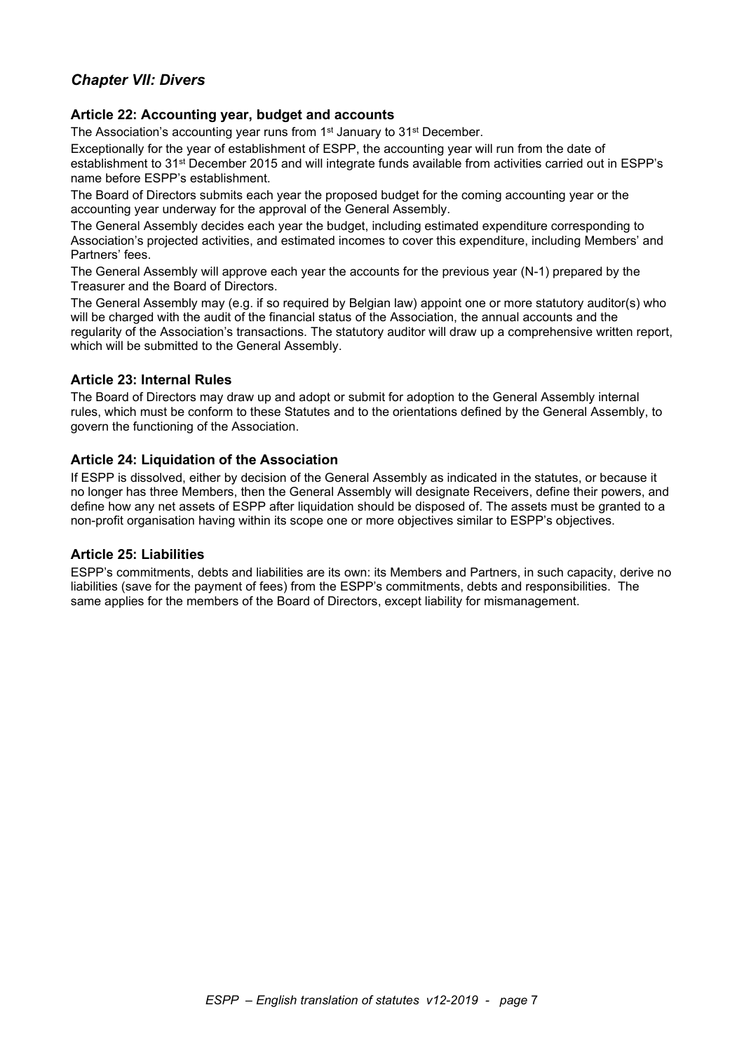## *Chapter VII: Divers*

### Article 22: Accounting year, budget and accounts

The Association's accounting year runs from 1st January to 31st December.

Exceptionally for the year of establishment of ESPP, the accounting year will run from the date of establishment to 31st December 2015 and will integrate funds available from activities carried out in ESPP's name before ESPP's establishment.

The Board of Directors submits each year the proposed budget for the coming accounting year or the accounting year underway for the approval of the General Assembly.

The General Assembly decides each year the budget, including estimated expenditure corresponding to Association's projected activities, and estimated incomes to cover this expenditure, including Members' and Partners' fees.

The General Assembly will approve each year the accounts for the previous year (N-1) prepared by the Treasurer and the Board of Directors.

The General Assembly may (e.g. if so required by Belgian law) appoint one or more statutory auditor(s) who will be charged with the audit of the financial status of the Association, the annual accounts and the regularity of the Association's transactions. The statutory auditor will draw up a comprehensive written report, which will be submitted to the General Assembly.

### Article 23: Internal Rules

The Board of Directors may draw up and adopt or submit for adoption to the General Assembly internal rules, which must be conform to these Statutes and to the orientations defined by the General Assembly, to govern the functioning of the Association.

### Article 24: Liquidation of the Association

If ESPP is dissolved, either by decision of the General Assembly as indicated in the statutes, or because it no longer has three Members, then the General Assembly will designate Receivers, define their powers, and define how any net assets of ESPP after liquidation should be disposed of. The assets must be granted to a non-profit organisation having within its scope one or more objectives similar to ESPP's objectives.

### Article 25: Liabilities

ESPP's commitments, debts and liabilities are its own: its Members and Partners, in such capacity, derive no liabilities (save for the payment of fees) from the ESPP's commitments, debts and responsibilities. The same applies for the members of the Board of Directors, except liability for mismanagement.